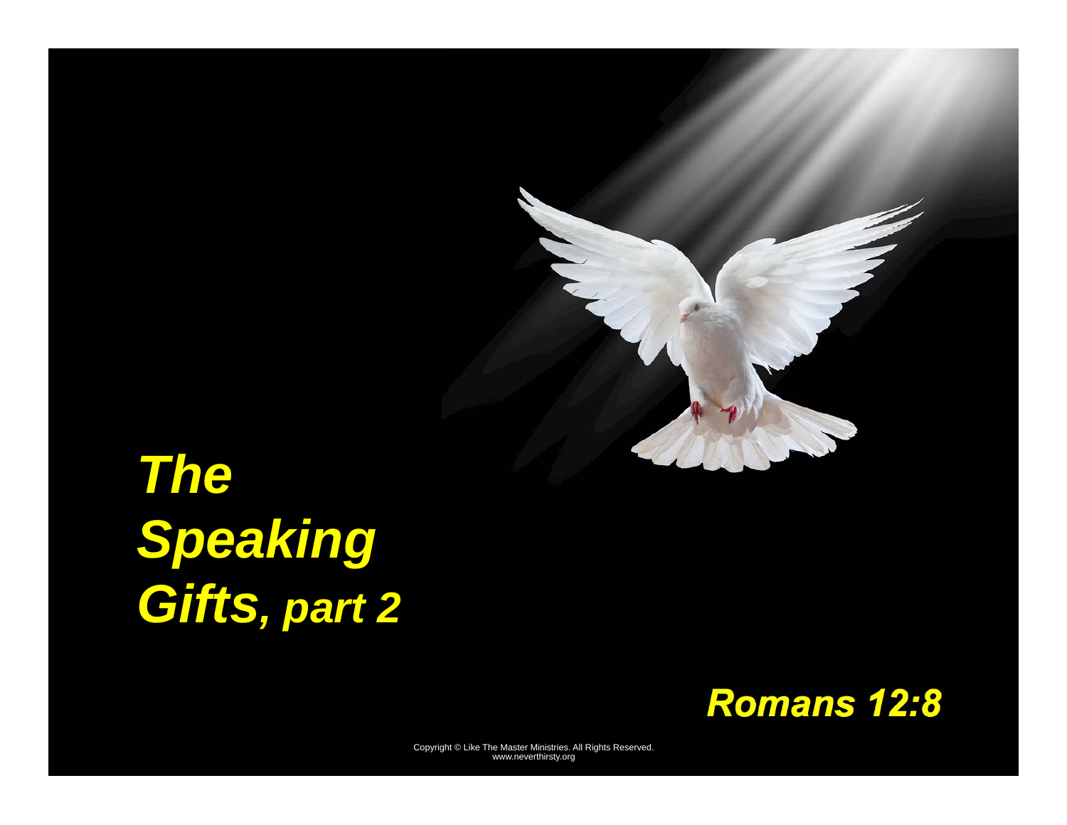# *The Speaking Gifts, part 2*

***Romans 12:8***

Copyright © Like The Master Ministries. All Rights Reserved.
www.neverthirsty.org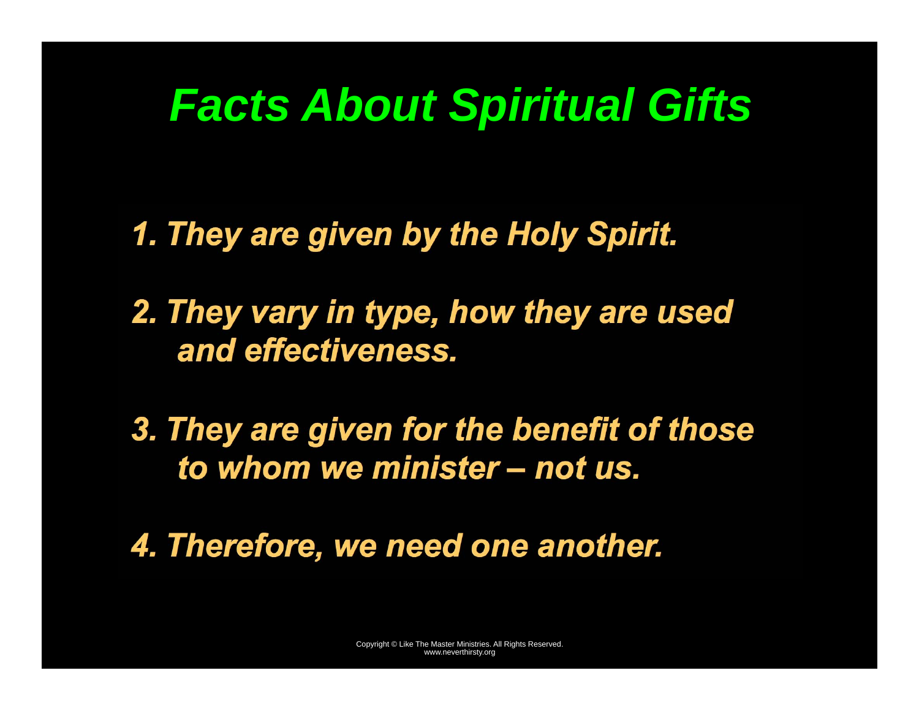# *Facts About Spiritual Gifts*

1. *They are given by the Holy Spirit.*

2. *They vary in type, how they are used and effectiveness.*

3. *They are given for the benefit of those to whom we minister – not us.*

4. *Therefore, we need one another.*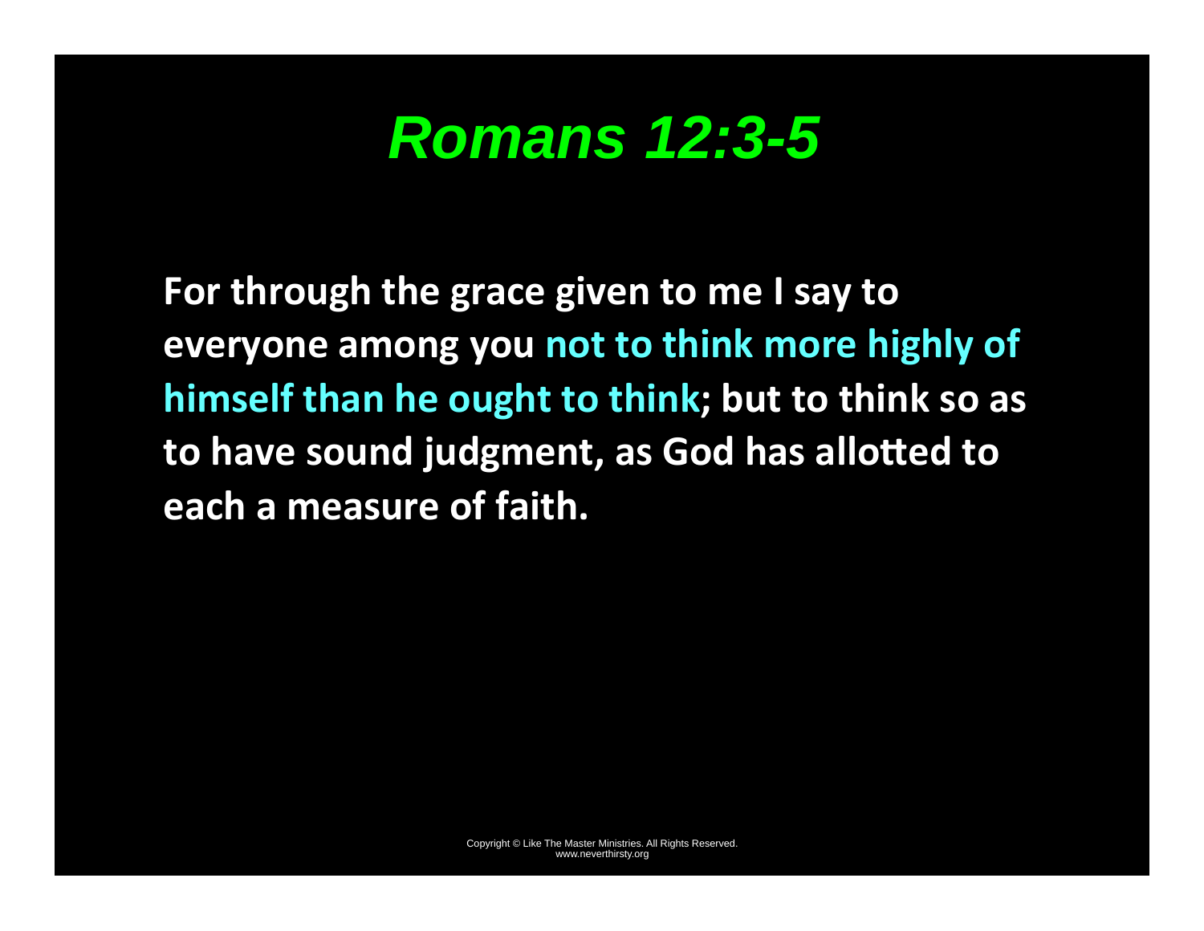# *Romans 12:3-5*

**For through the grace given to me I say to everyone among you not to think more highly of himself than he ought to think; but to think so as to have sound judgment, as God has allotted to each a measure of faith.**

Copyright © Like The Master Ministries. All Rights Reserved.
www.neverthirsty.org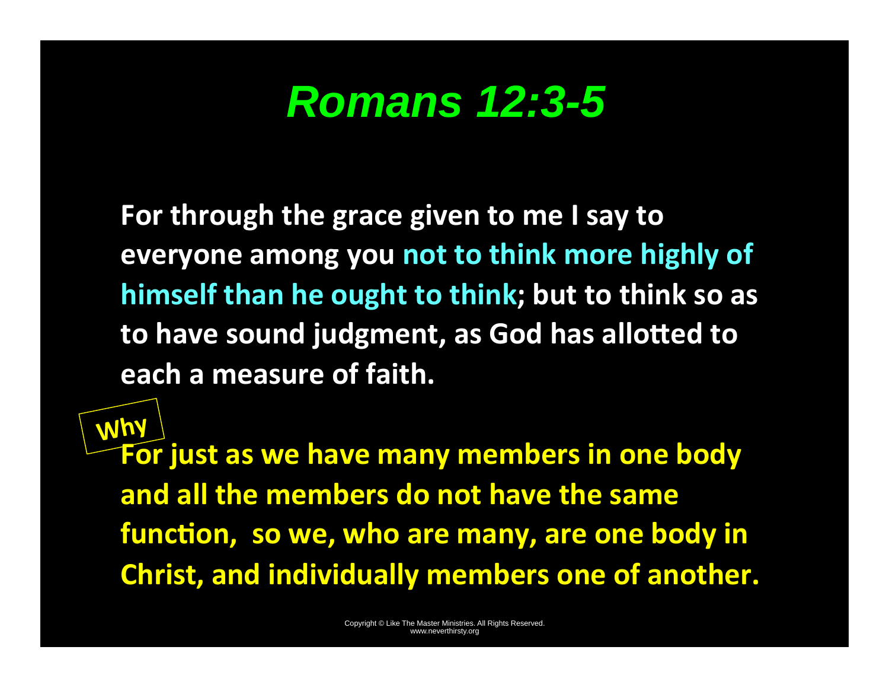# *Romans 12:3-5*

For through the grace given to me I say to everyone among you not to think more highly of himself than he ought to think; but to think so as to have sound judgment, as God has allotted to each a measure of faith.

Why

For just as we have many members in one body and all the members do not have the same function, so we, who are many, are one body in Christ, and individually members one of another.

Copyright © Like The Master Ministries. All Rights Reserved.
www.neverthirsty.org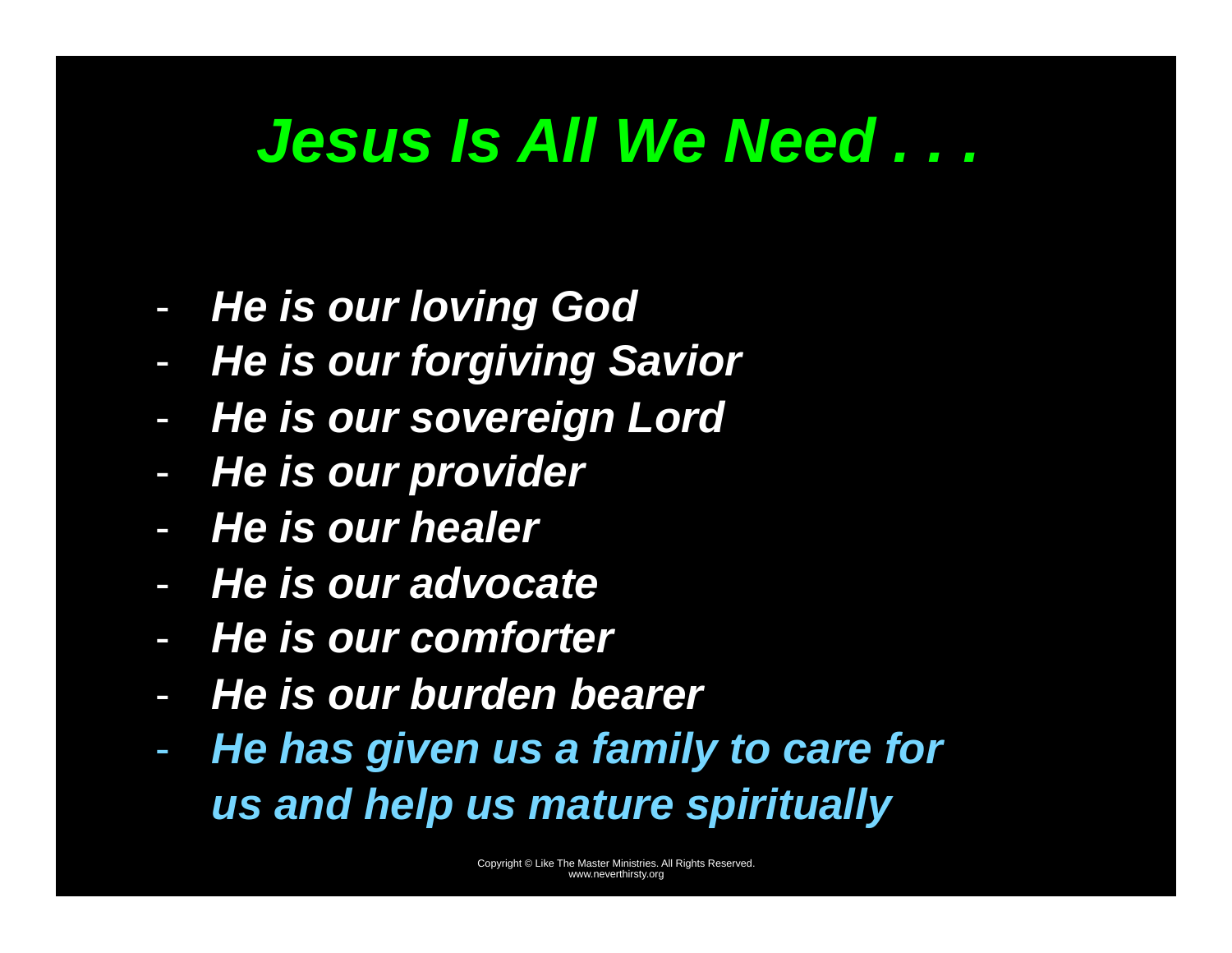# *Jesus Is All We Need . . .*

- ***He is our loving God***
- ***He is our forgiving Savior***
- ***He is our sovereign Lord***
- ***He is our provider***
- ***He is our healer***
- ***He is our advocate***
- ***He is our comforter***
- ***He is our burden bearer***
- ***He has given us a family to care for us and help us mature spiritually***

Copyright © Like The Master Ministries. All Rights Reserved.
www.neverthirsty.org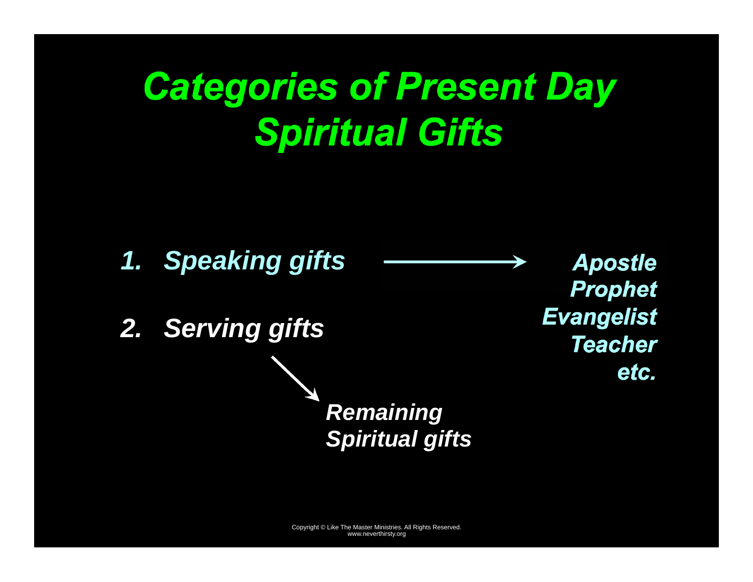# *Categories of Present Day Spiritual Gifts*

1. *Speaking gifts* → *Apostle, Prophet, Evangelist, Teacher, etc.*
2. *Serving gifts* → *Remaining Spiritual gifts*

Copyright © Like The Master Ministries. All Rights Reserved.
www.neverthirsty.org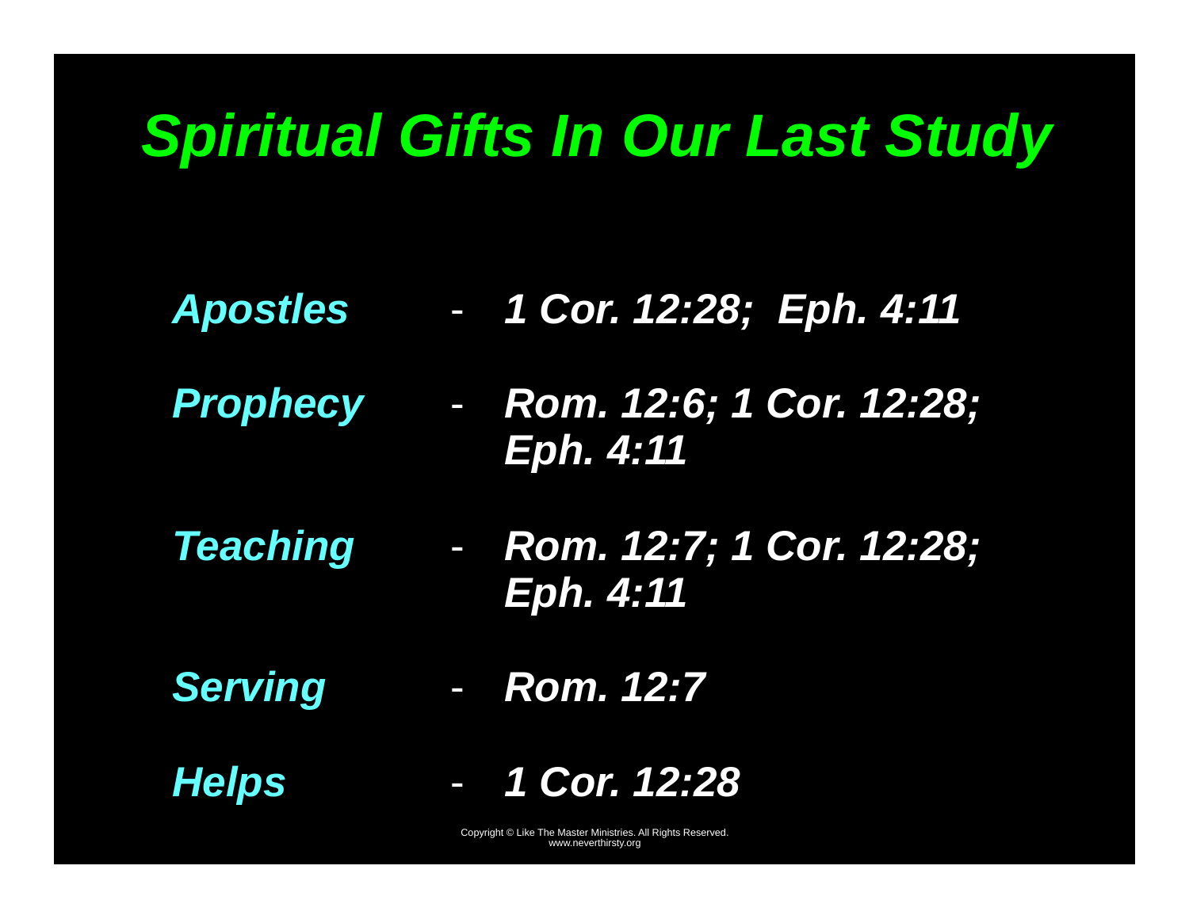# *Spiritual Gifts In Our Last Study*

- ***Apostles*** - ***1 Cor. 12:28; Eph. 4:11***
- ***Prophecy*** - ***Rom. 12:6; 1 Cor. 12:28; Eph. 4:11***
- ***Teaching*** - ***Rom. 12:7; 1 Cor. 12:28; Eph. 4:11***
- ***Serving*** - ***Rom. 12:7***
- ***Helps*** - ***1 Cor. 12:28***

Copyright © Like The Master Ministries. All Rights Reserved.
www.neverthirsty.org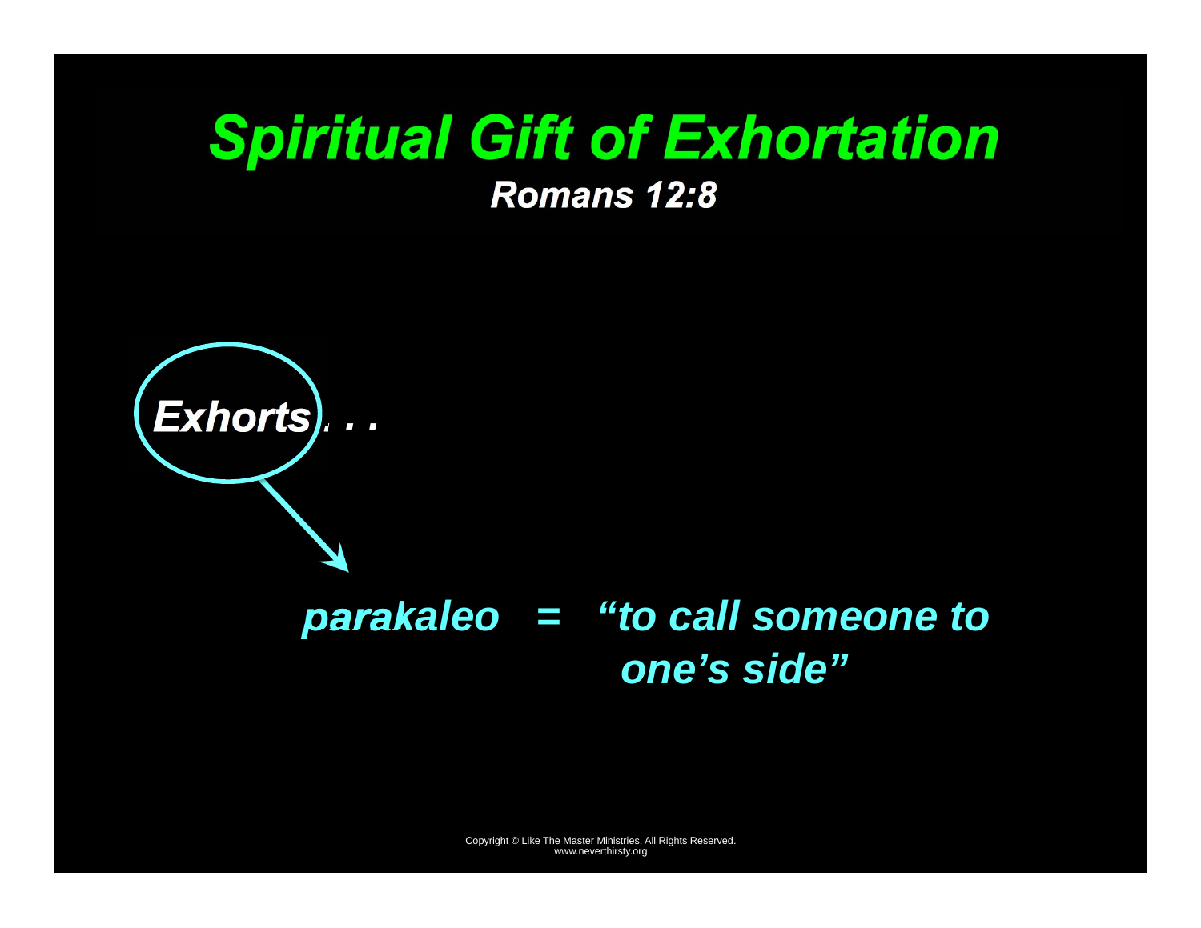# *Spiritual Gift of Exhortation*

***Romans 12:8***

***Exhorts . . .***

***parakaleo = "to call someone to one's side"***

Copyright © Like The Master Ministries. All Rights Reserved.
www.neverthirsty.org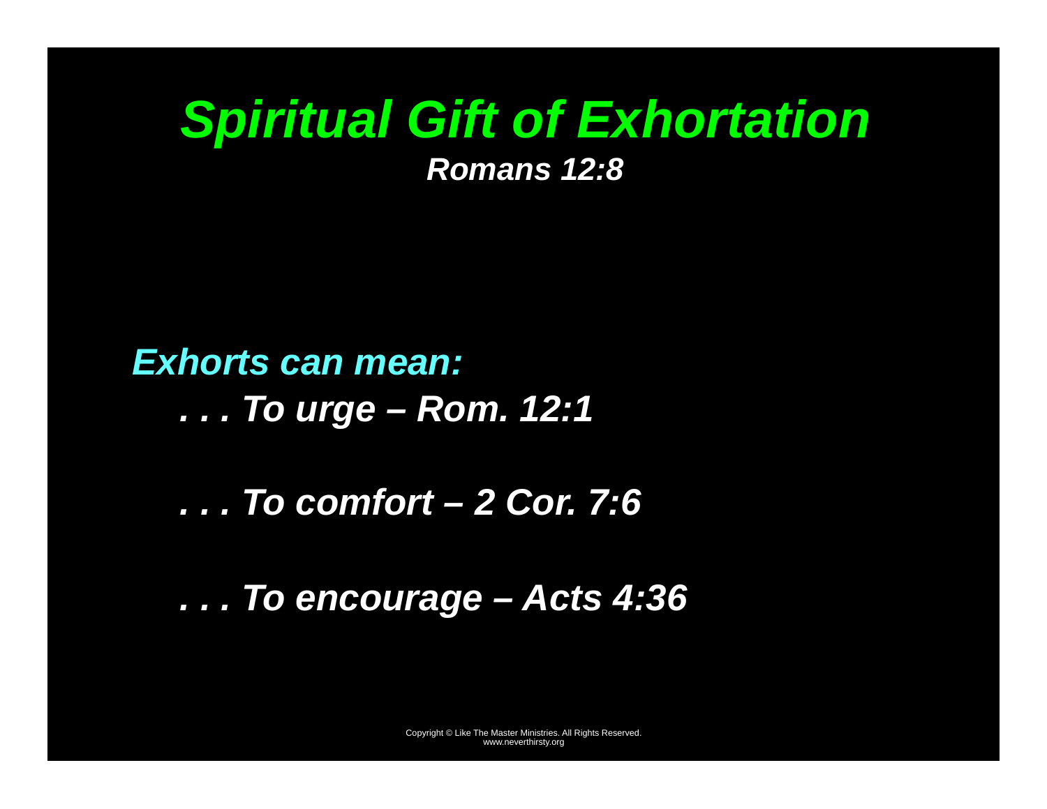# *Spiritual Gift of Exhortation*

***Romans 12:8***

***Exhorts can mean:***

***. . . To urge – Rom. 12:1***

***. . . To comfort – 2 Cor. 7:6***

***. . . To encourage – Acts 4:36***

Copyright © Like The Master Ministries. All Rights Reserved.
www.neverthirsty.org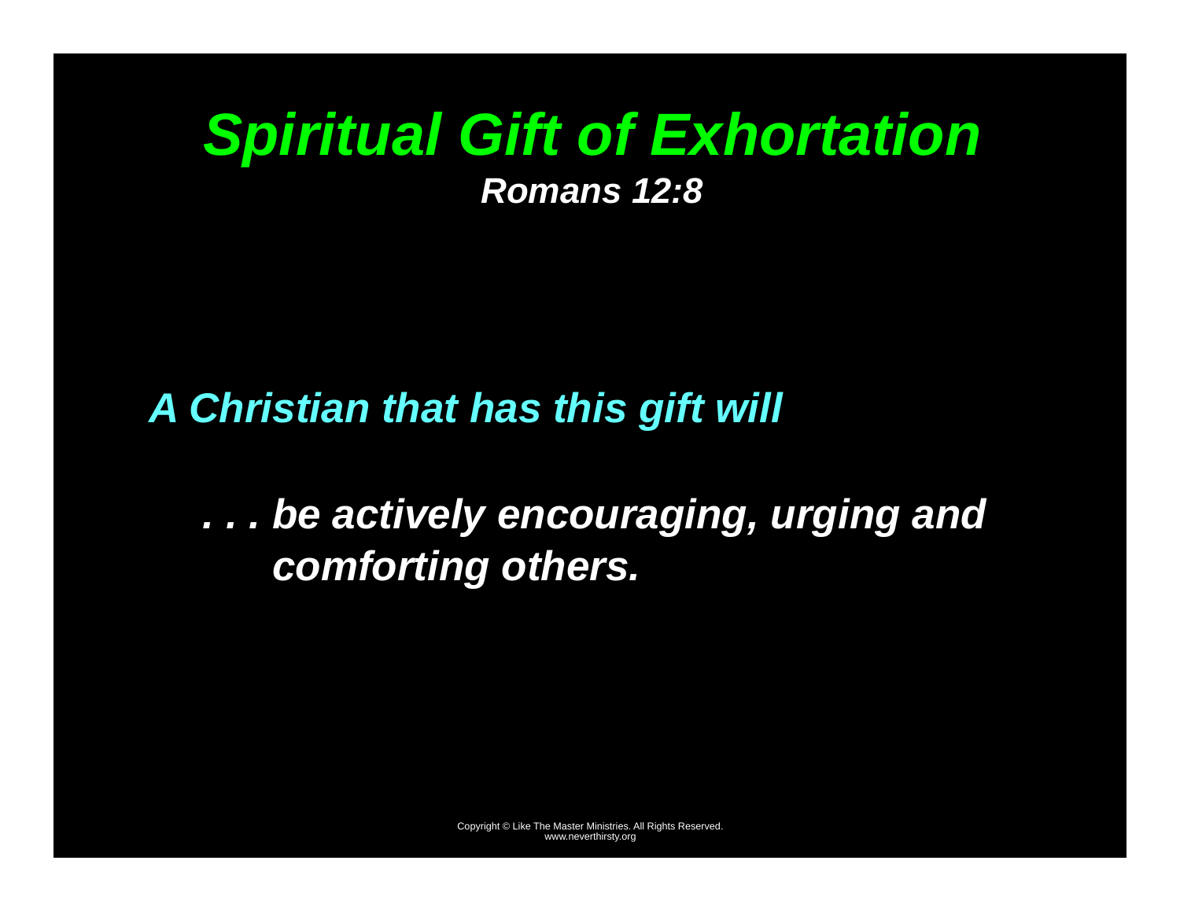# *Spiritual Gift of Exhortation*

***Romans 12:8***

***A Christian that has this gift will***

***. . . be actively encouraging, urging and comforting others.***

Copyright © Like The Master Ministries. All Rights Reserved.
www.neverthirsty.org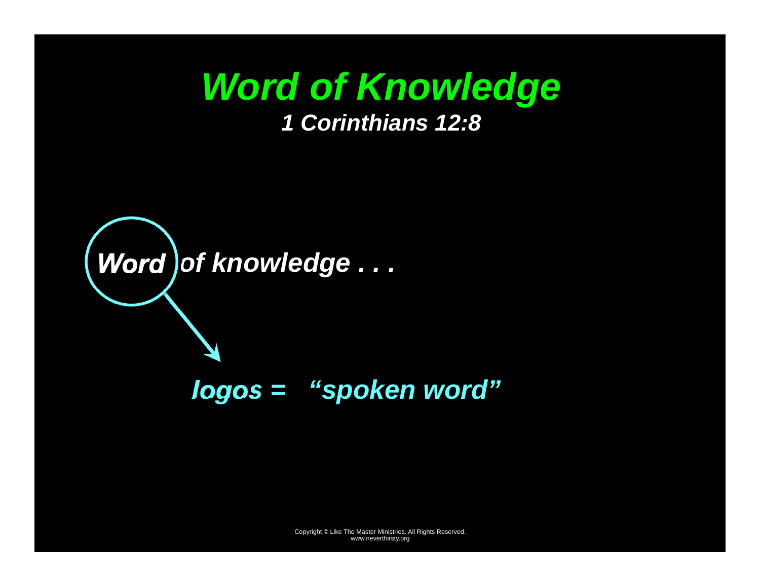# *Word of Knowledge*

***1 Corinthians 12:8***

***Word of knowledge . . .***

***logos = "spoken word"***

Copyright © Like The Master Ministries. All Rights Reserved.
www.neverthirsty.org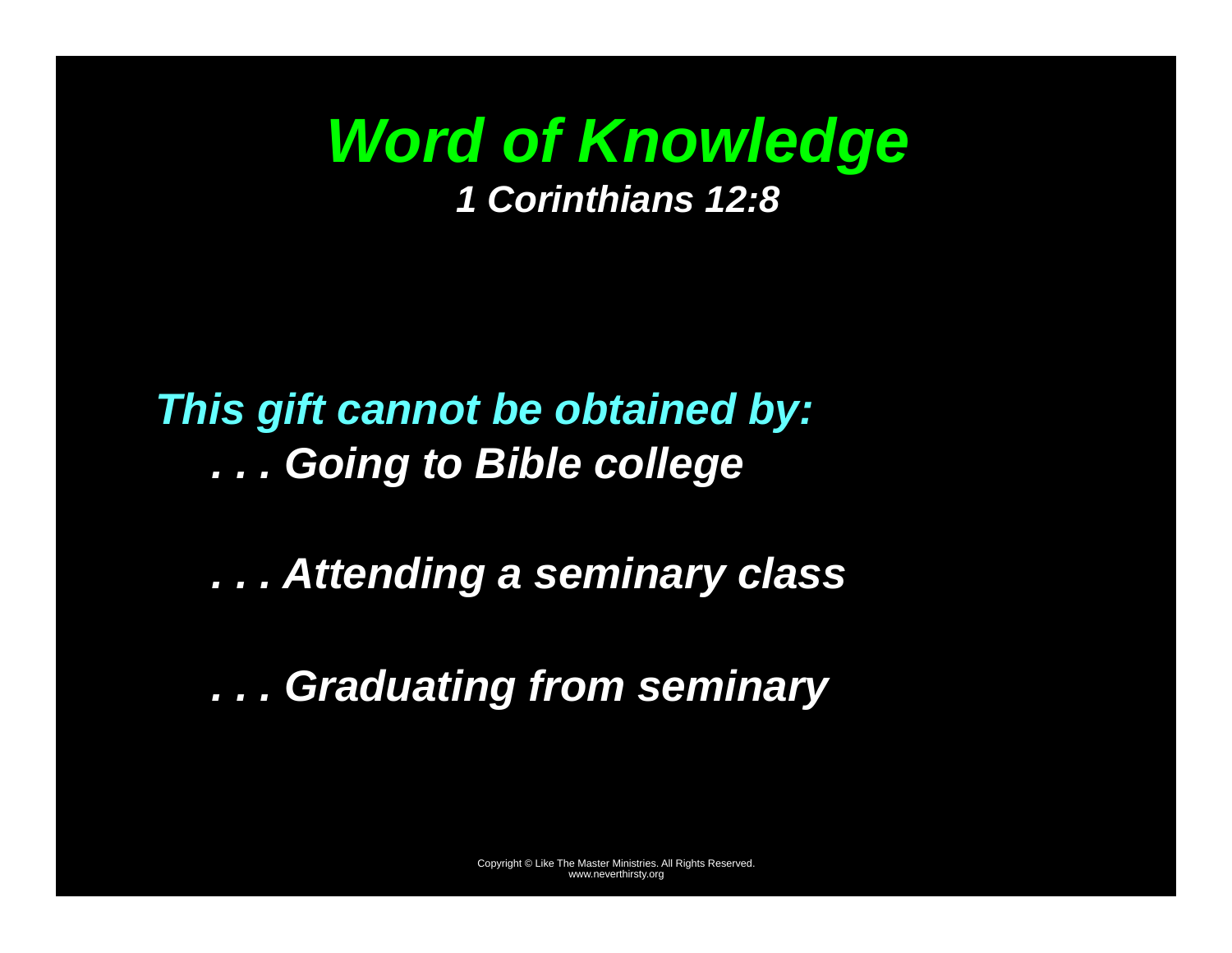# *Word of Knowledge*

***1 Corinthians 12:8***

***This gift cannot be obtained by:***

***. . . Going to Bible college***

***. . . Attending a seminary class***

***. . . Graduating from seminary***

Copyright © Like The Master Ministries. All Rights Reserved.
www.neverthirsty.org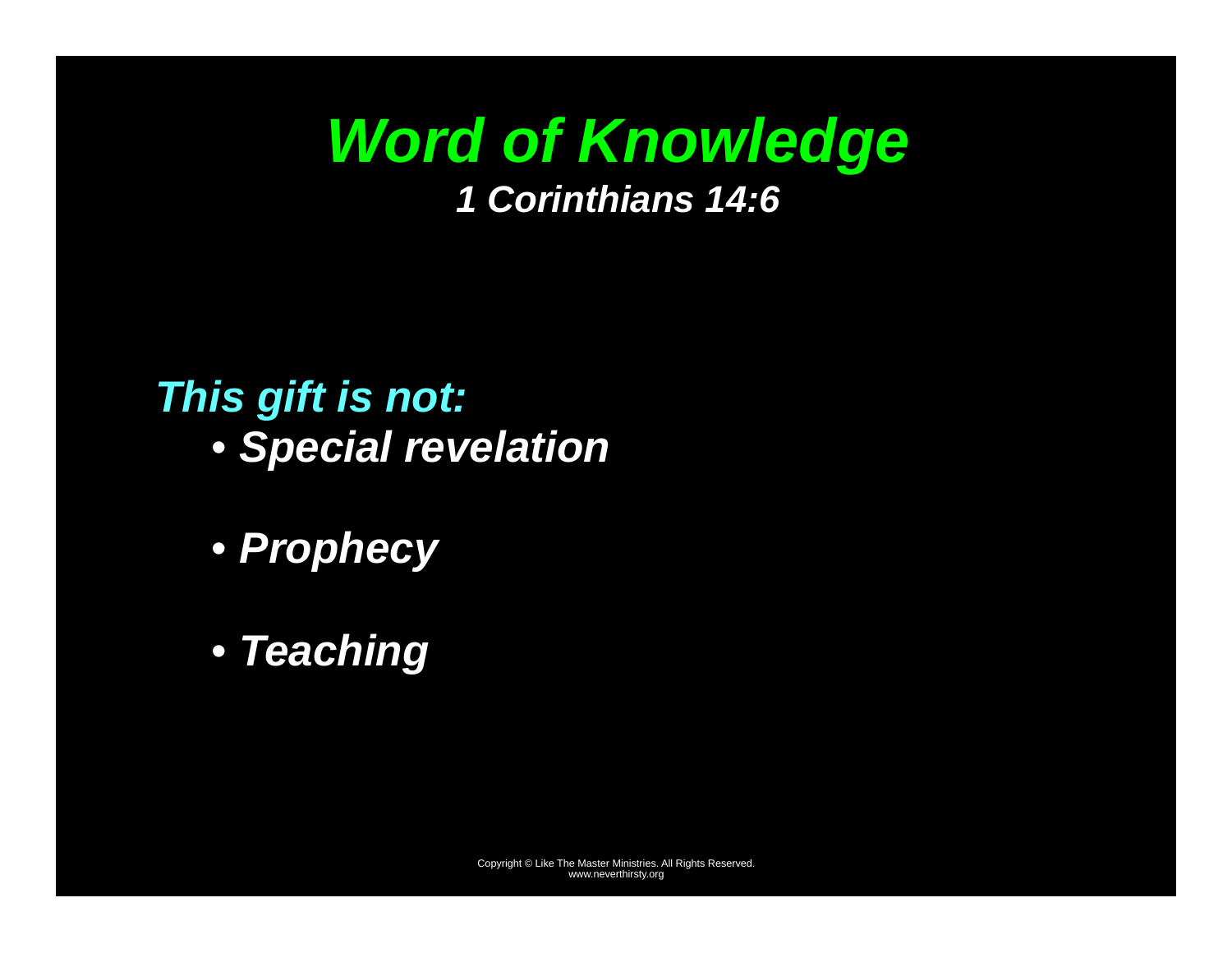# *Word of Knowledge*

***1 Corinthians 14:6***

***This gift is not:***

- ***Special revelation***
- ***Prophecy***
- ***Teaching***

Copyright © Like The Master Ministries. All Rights Reserved.
www.neverthirsty.org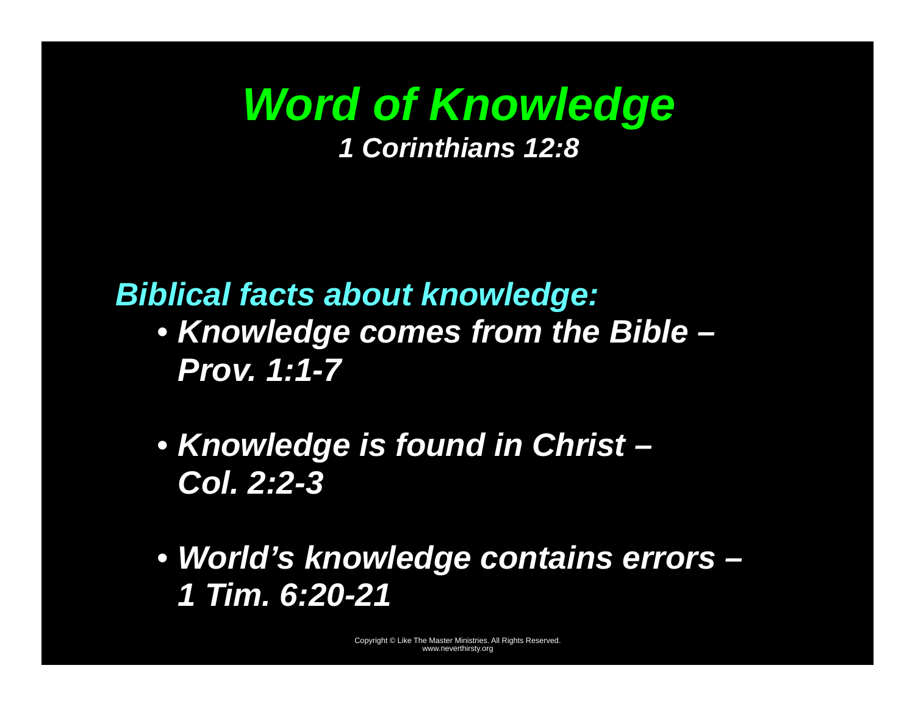# *Word of Knowledge*

***1 Corinthians 12:8***

***Biblical facts about knowledge:***

- ***Knowledge comes from the Bible – Prov. 1:1-7***
- ***Knowledge is found in Christ – Col. 2:2-3***
- ***World's knowledge contains errors – 1 Tim. 6:20-21***

Copyright © Like The Master Ministries. All Rights Reserved.
www.neverthirsty.org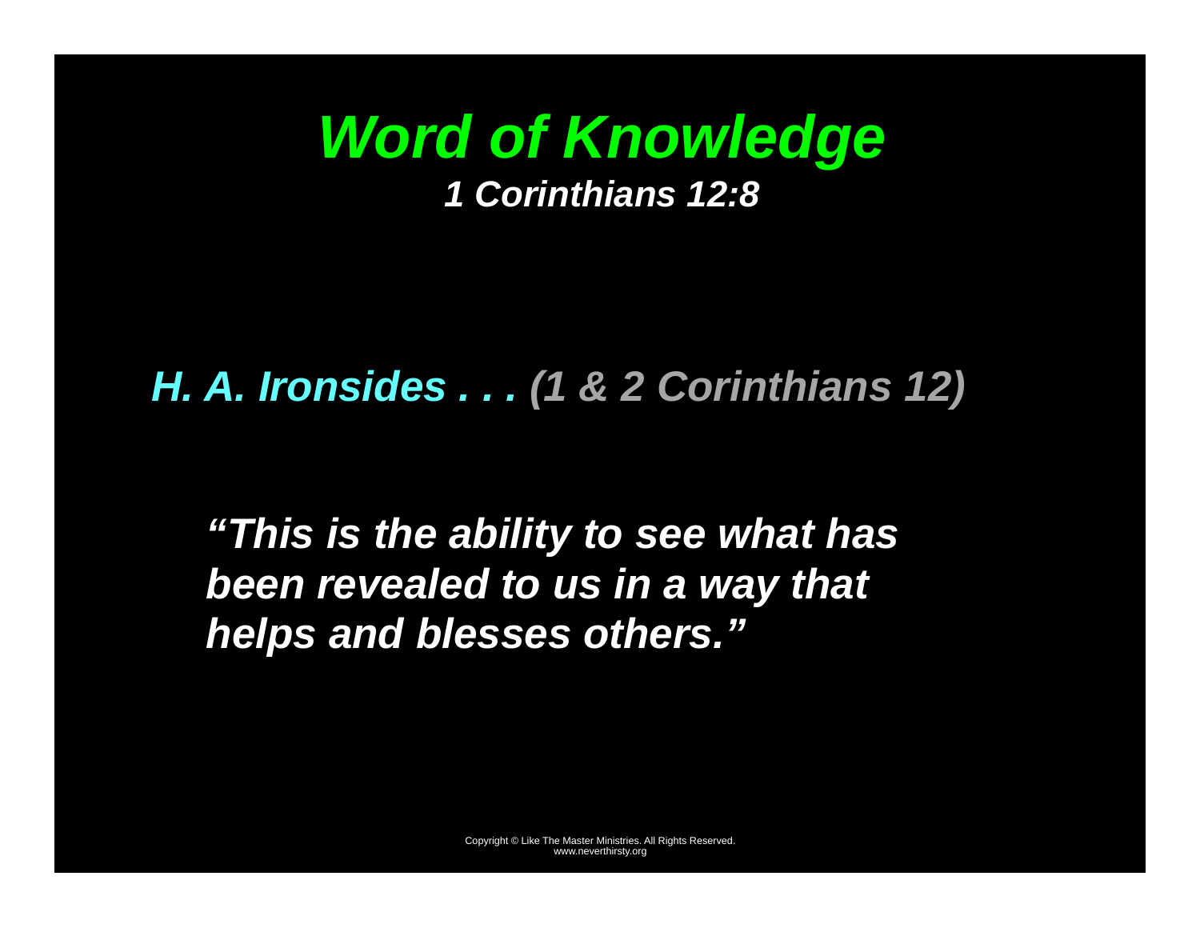# *Word of Knowledge*

***1 Corinthians 12:8***

***H. A. Ironsides . . . (1 & 2 Corinthians 12)***

***"This is the ability to see what has been revealed to us in a way that helps and blesses others."***

Copyright © Like The Master Ministries. All Rights Reserved.
www.neverthirsty.org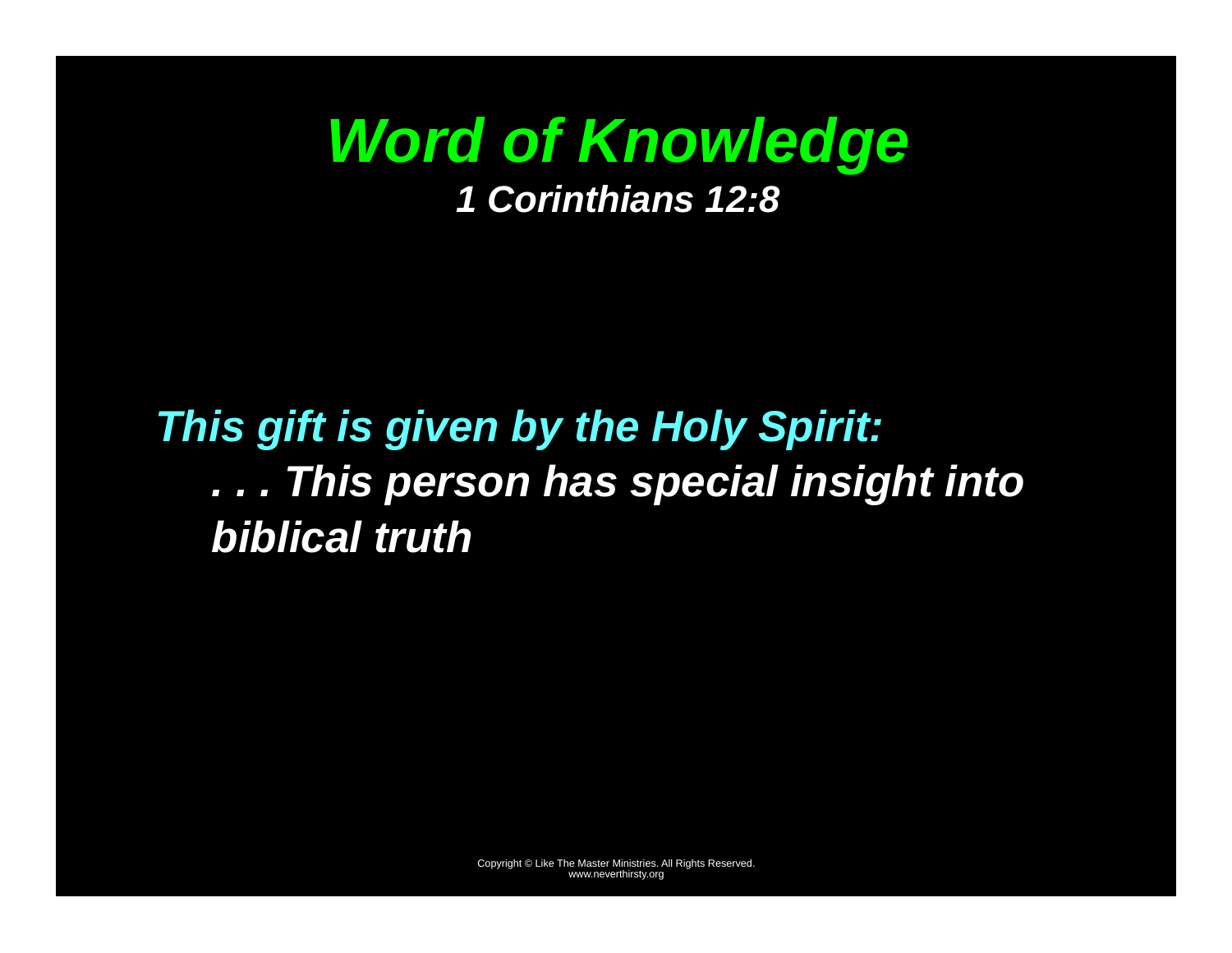# *Word of Knowledge*

***1 Corinthians 12:8***

***This gift is given by the Holy Spirit:***

***. . . This person has special insight into biblical truth***

Copyright © Like The Master Ministries. All Rights Reserved.
www.neverthirsty.org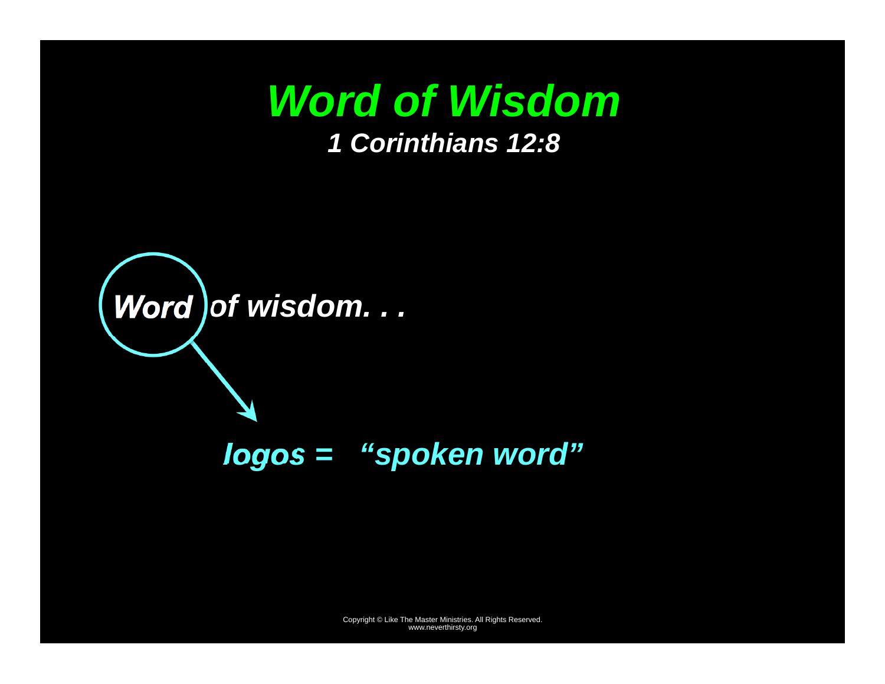# *Word of Wisdom*

### *1 Corinthians 12:8*

***Word of wisdom. . .***

***logos = "spoken word"***

Copyright © Like The Master Ministries. All Rights Reserved.
www.neverthirsty.org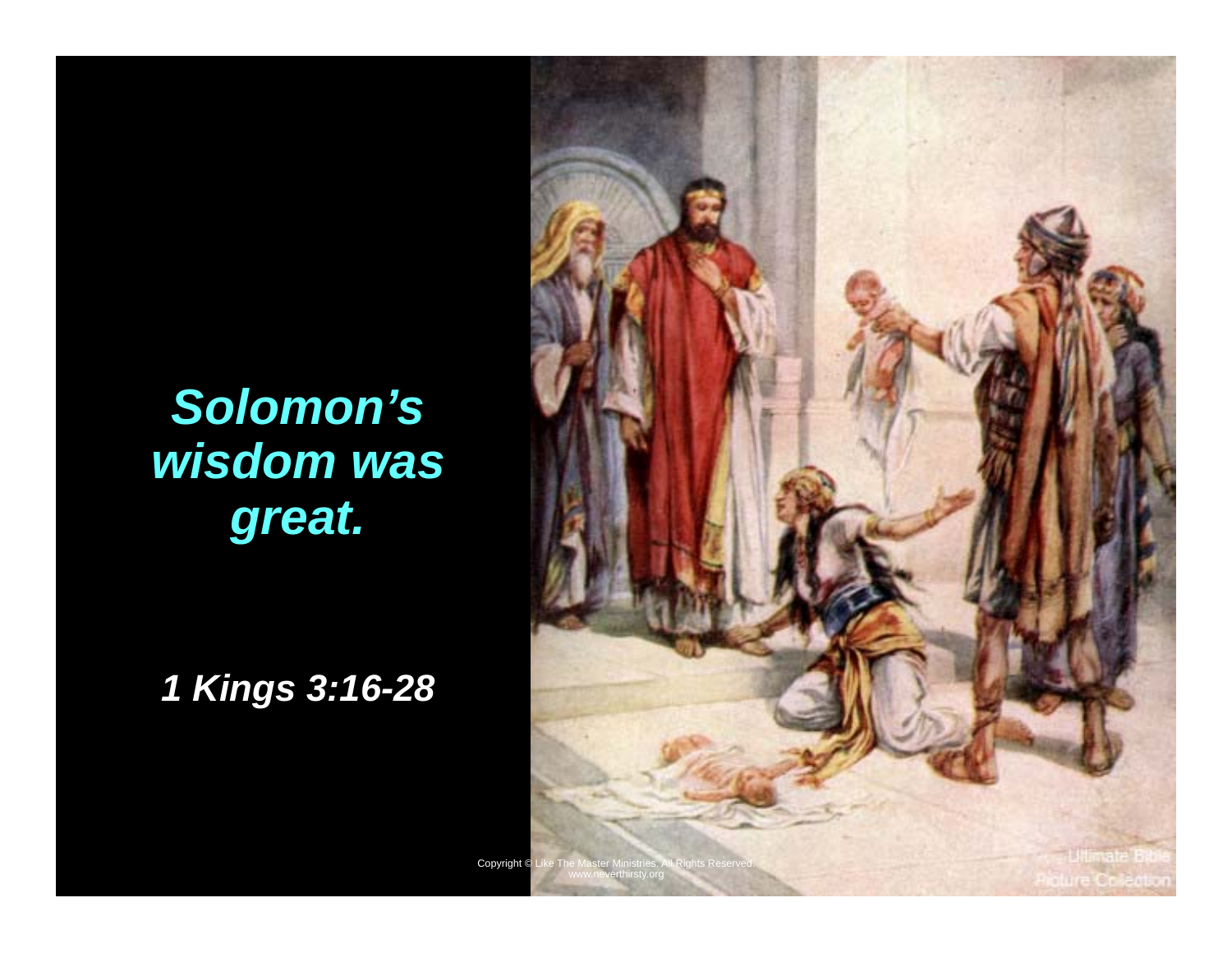***Solomon's wisdom was great.***

***1 Kings 3:16-28***

Copyright © Like The Master Ministries. All Rights Reserved.
www.neverthirsty.org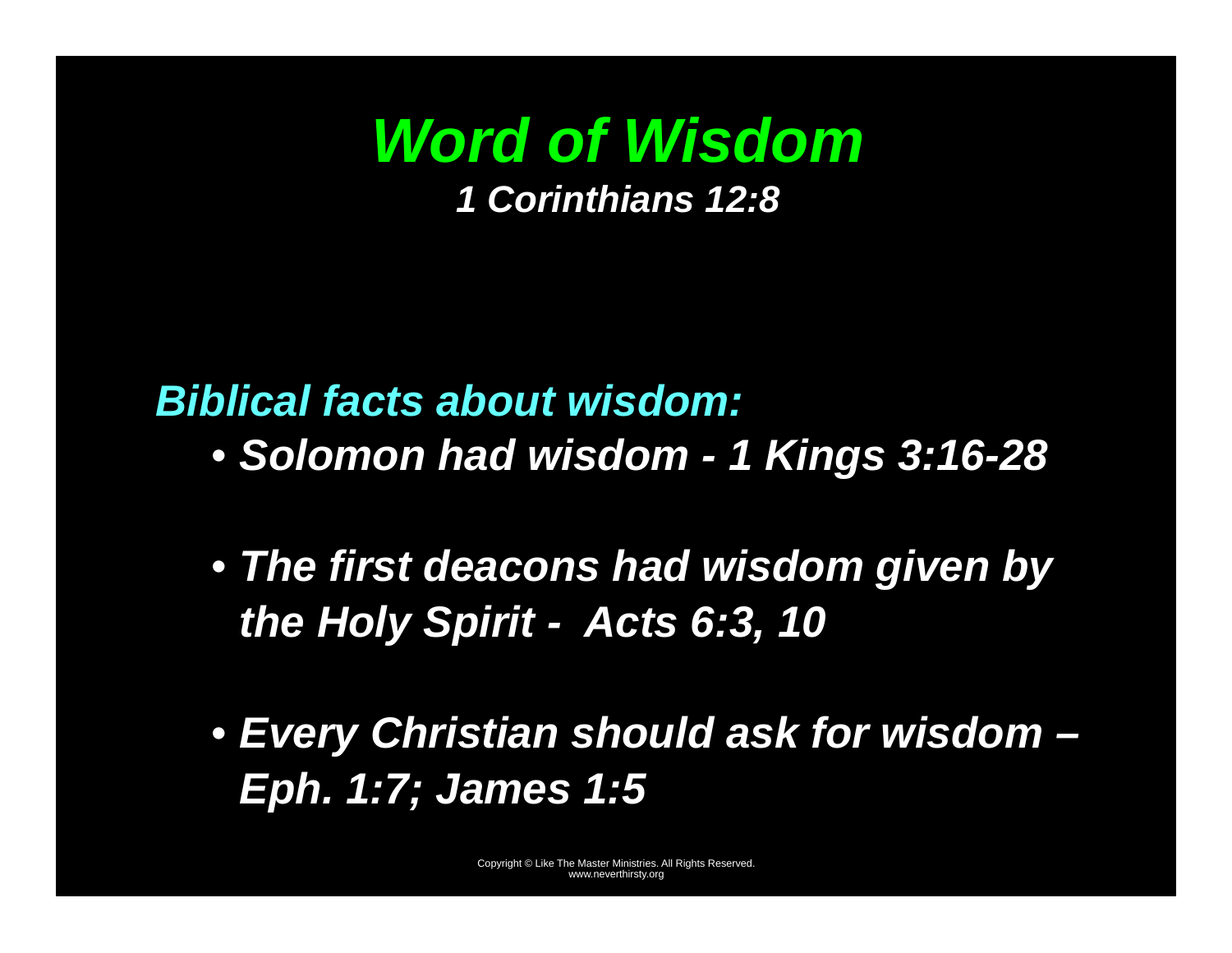# *Word of Wisdom*

***1 Corinthians 12:8***

***Biblical facts about wisdom:***

- ***Solomon had wisdom - 1 Kings 3:16-28***
- ***The first deacons had wisdom given by the Holy Spirit - Acts 6:3, 10***
- ***Every Christian should ask for wisdom – Eph. 1:7; James 1:5***

Copyright © Like The Master Ministries. All Rights Reserved.
www.neverthirsty.org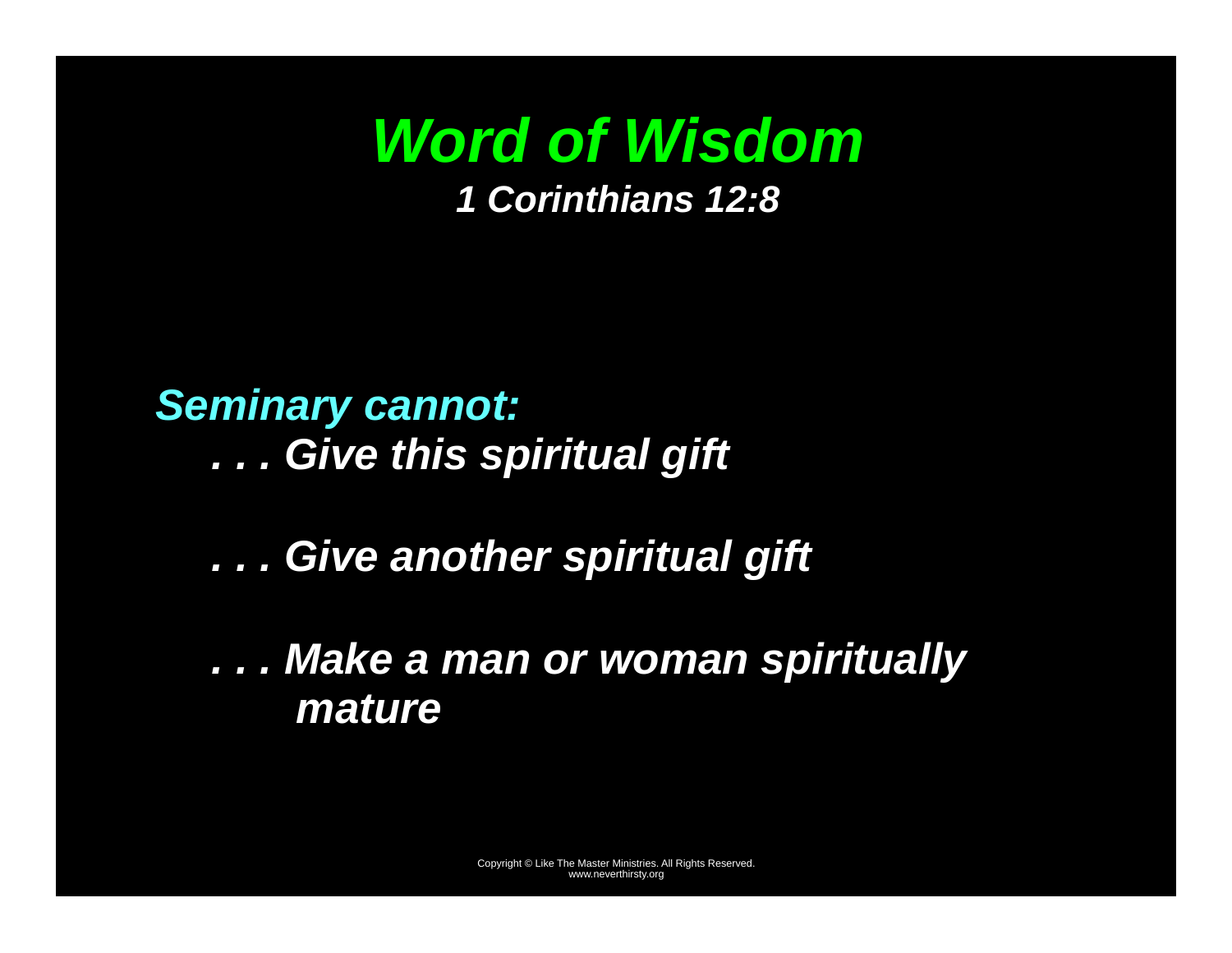# *Word of Wisdom*

***1 Corinthians 12:8***

***Seminary cannot:***

***. . . Give this spiritual gift***

***. . . Give another spiritual gift***

***. . . Make a man or woman spiritually mature***

Copyright © Like The Master Ministries. All Rights Reserved.
www.neverthirsty.org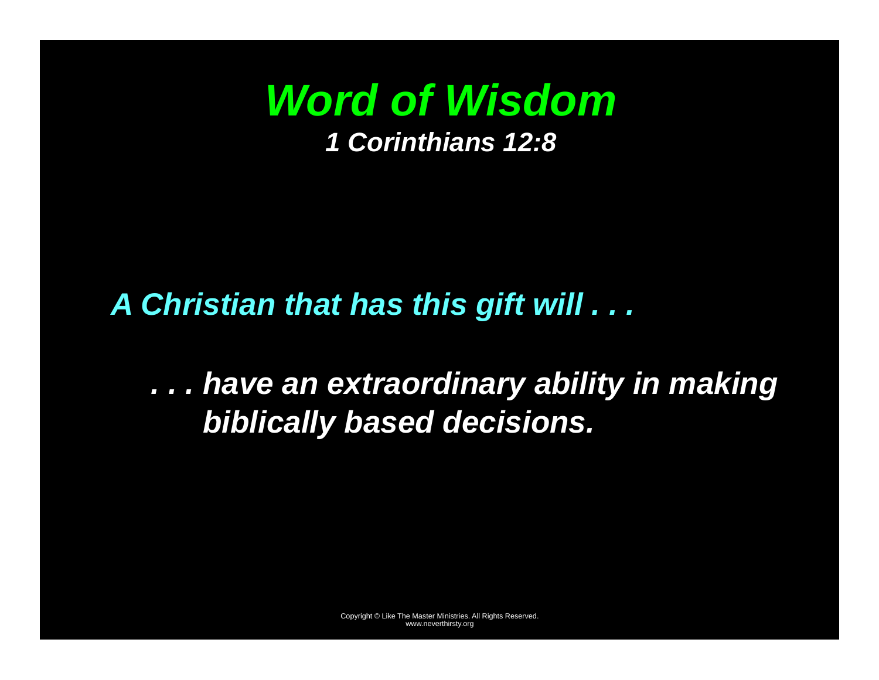# *Word of Wisdom*

***1 Corinthians 12:8***

***A Christian that has this gift will . . .***

> ***. . . have an extraordinary ability in making biblically based decisions.***

Copyright © Like The Master Ministries. All Rights Reserved.
www.neverthirsty.org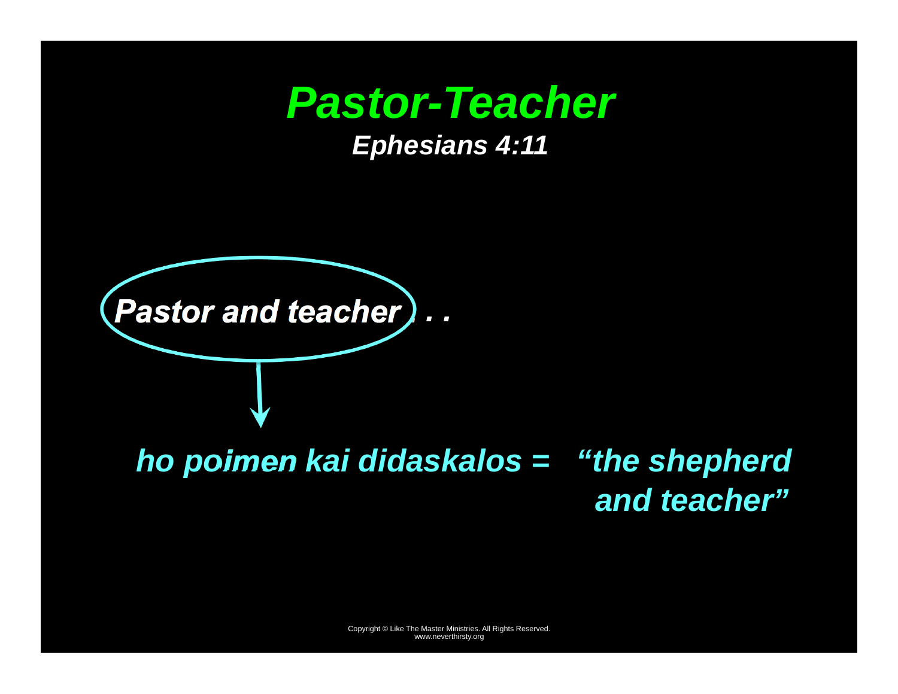# *Pastor-Teacher*

***Ephesians 4:11***

***Pastor and teacher . . .***

***ho poimen kai didaskalos = "the shepherd and teacher"***

Copyright © Like The Master Ministries. All Rights Reserved.
www.neverthirsty.org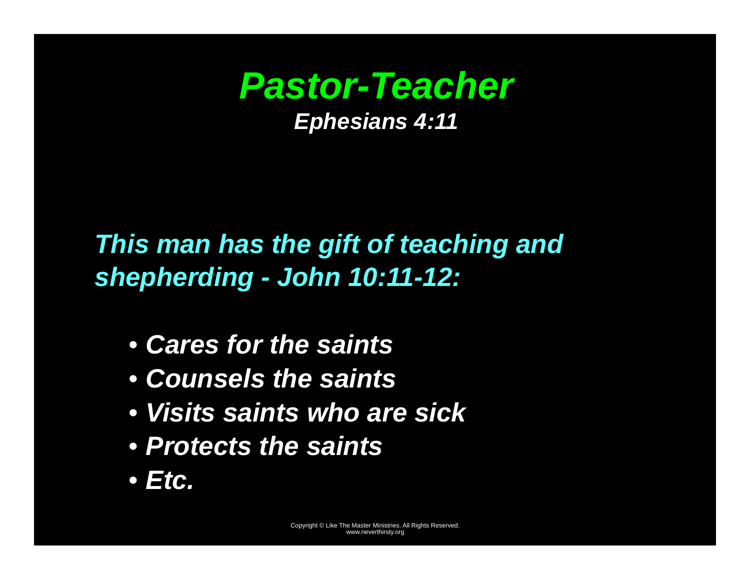# *Pastor-Teacher*

***Ephesians 4:11***

***This man has the gift of teaching and shepherding - John 10:11-12:***

- ***Cares for the saints***
- ***Counsels the saints***
- ***Visits saints who are sick***
- ***Protects the saints***
- ***Etc.***

Copyright © Like The Master Ministries. All Rights Reserved.
www.neverthirsty.org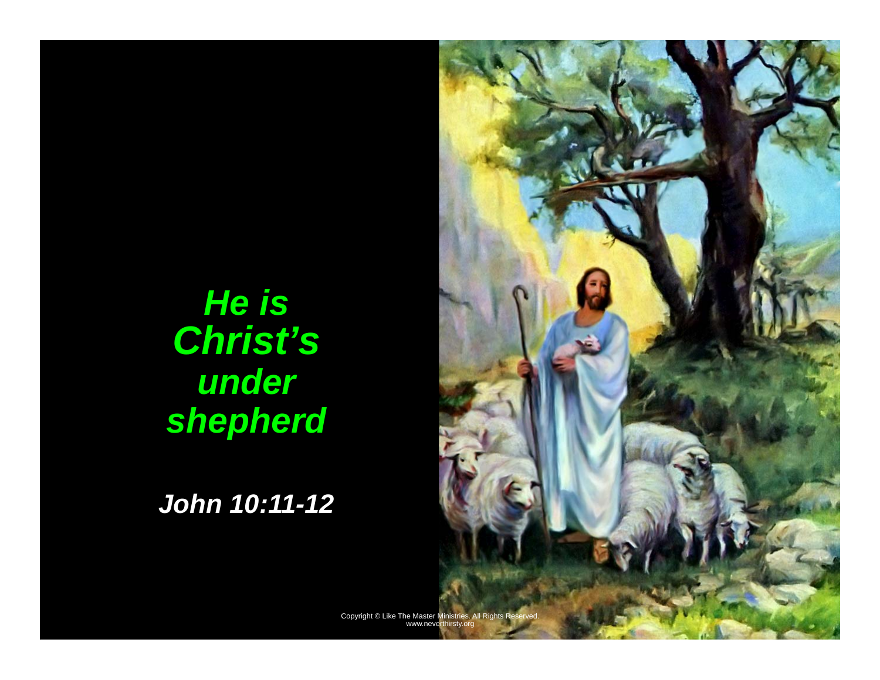***He is Christ's under shepherd***

***John 10:11-12***

Copyright © Like The Master Ministries. All Rights Reserved.
www.neverthirsty.org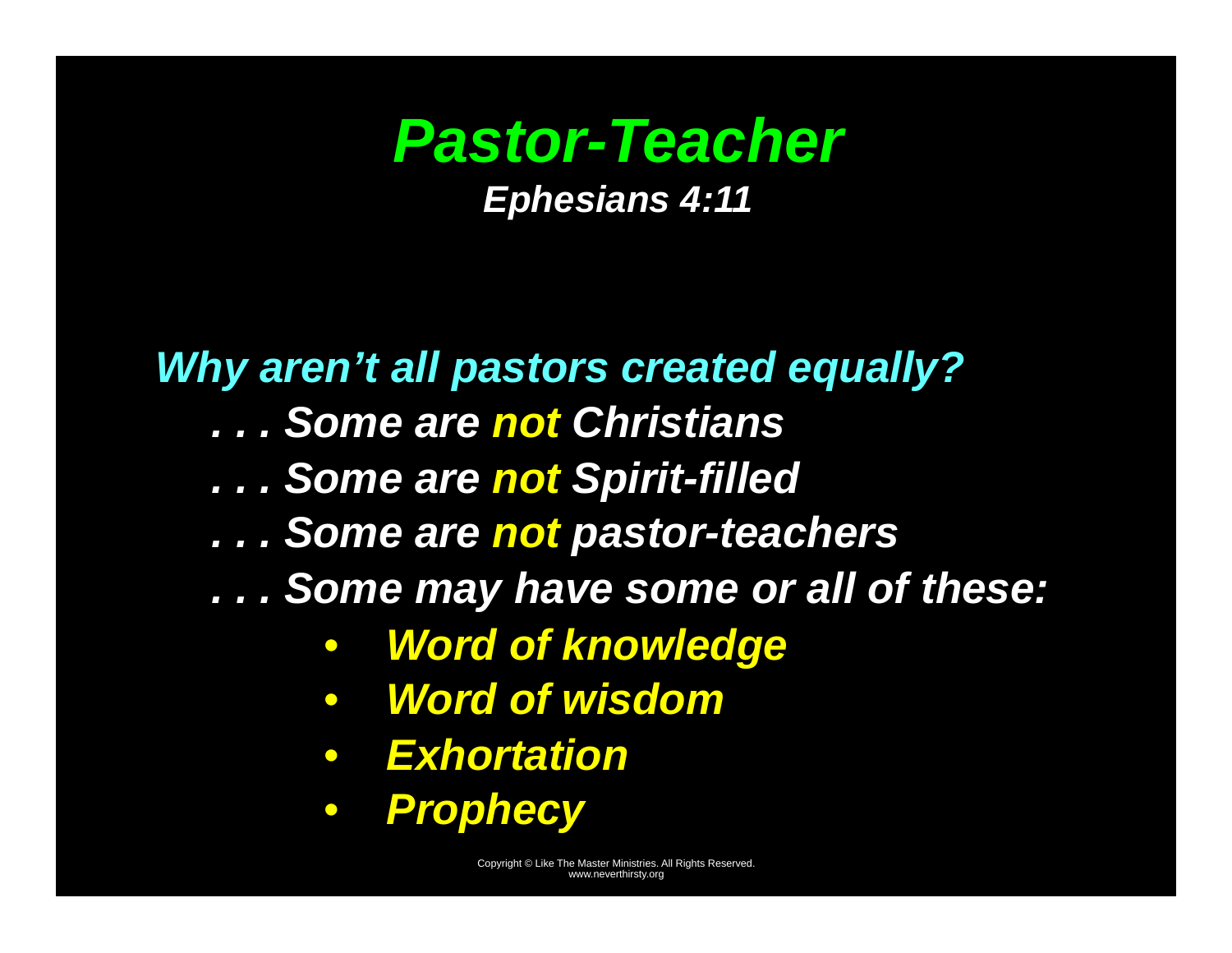# *Pastor-Teacher*

***Ephesians 4:11***

***Why aren't all pastors created equally?***

***. . . Some are not Christians***

***. . . Some are not Spirit-filled***

***. . . Some are not pastor-teachers***

***. . . Some may have some or all of these:***

- ***Word of knowledge***
- ***Word of wisdom***
- ***Exhortation***
- ***Prophecy***

Copyright © Like The Master Ministries. All Rights Reserved.
www.neverthirsty.org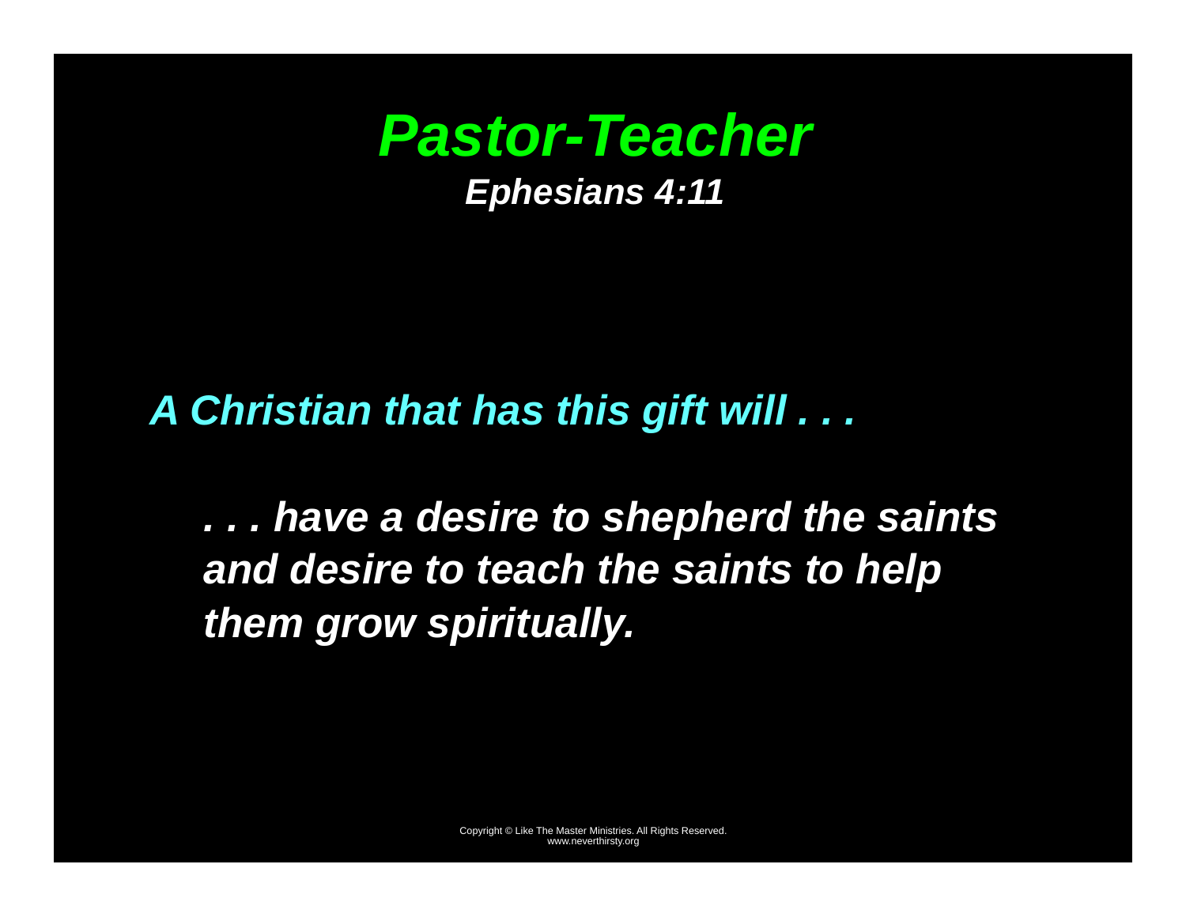# *Pastor-Teacher*

***Ephesians 4:11***

***A Christian that has this gift will . . .***

***. . . have a desire to shepherd the saints and desire to teach the saints to help them grow spiritually.***

Copyright © Like The Master Ministries. All Rights Reserved.
www.neverthirsty.org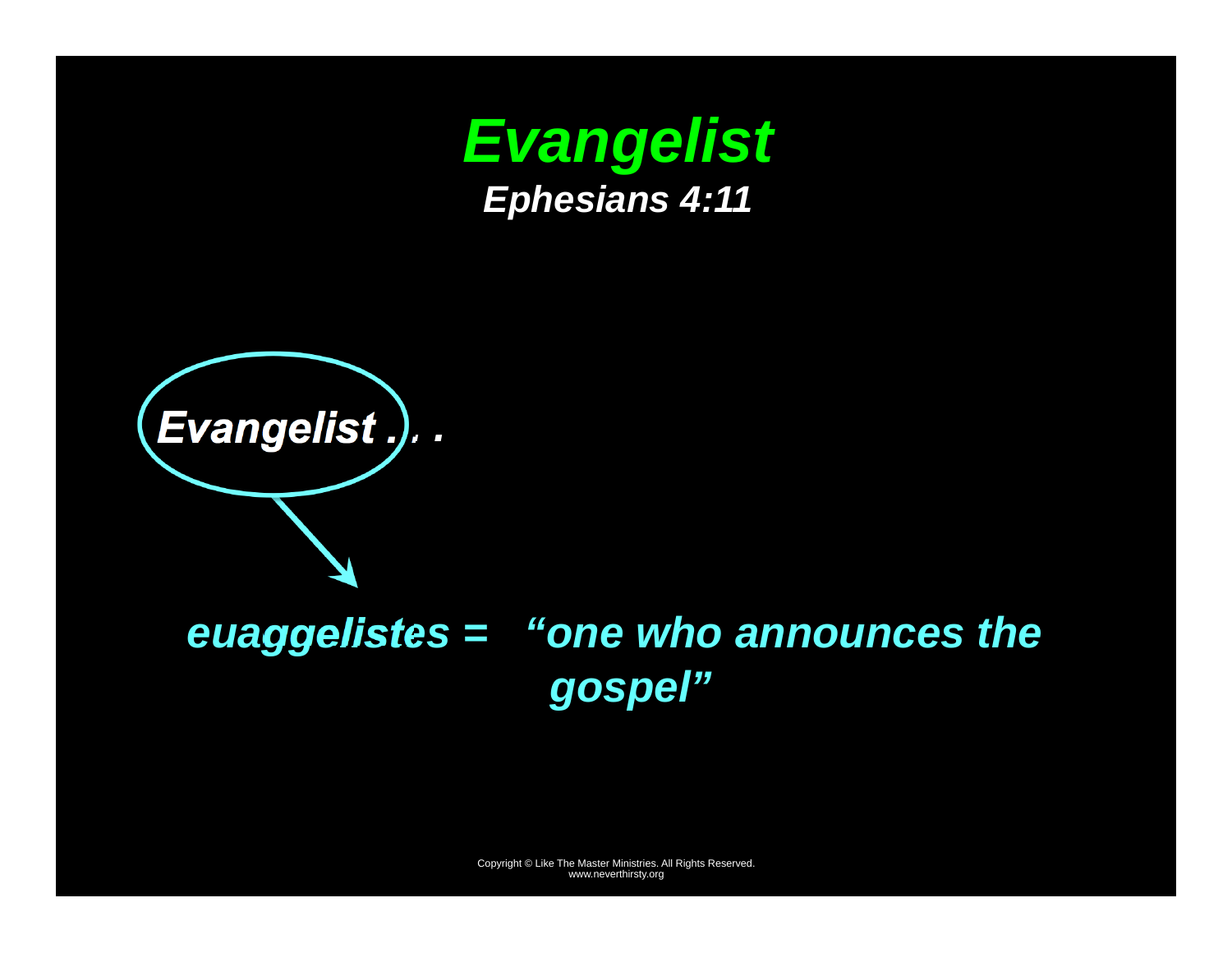# *Evangelist*

### *Ephesians 4:11*

***Evangelist . . .***

***euaggelistes =  "one who announces the gospel"***

Copyright © Like The Master Ministries. All Rights Reserved.
www.neverthirsty.org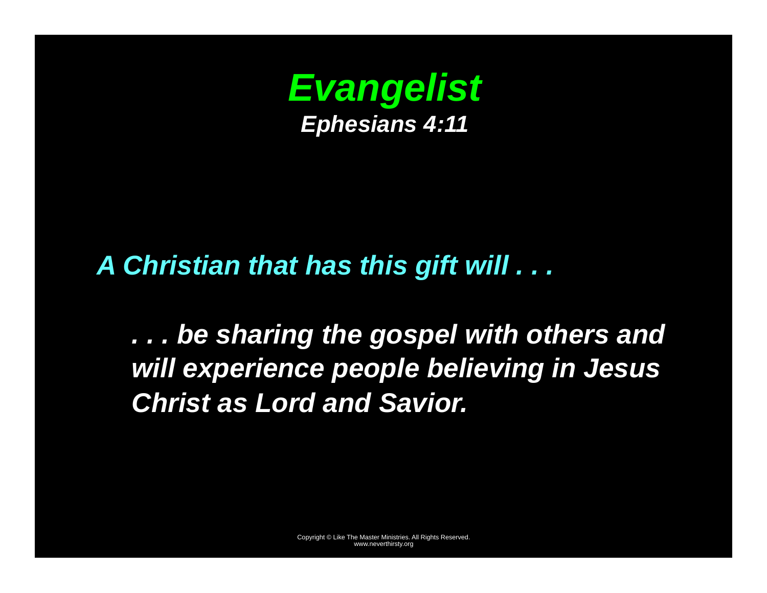# *Evangelist*

***Ephesians 4:11***

***A Christian that has this gift will . . .***

***. . . be sharing the gospel with others and will experience people believing in Jesus Christ as Lord and Savior.***

Copyright © Like The Master Ministries. All Rights Reserved.
www.neverthirsty.org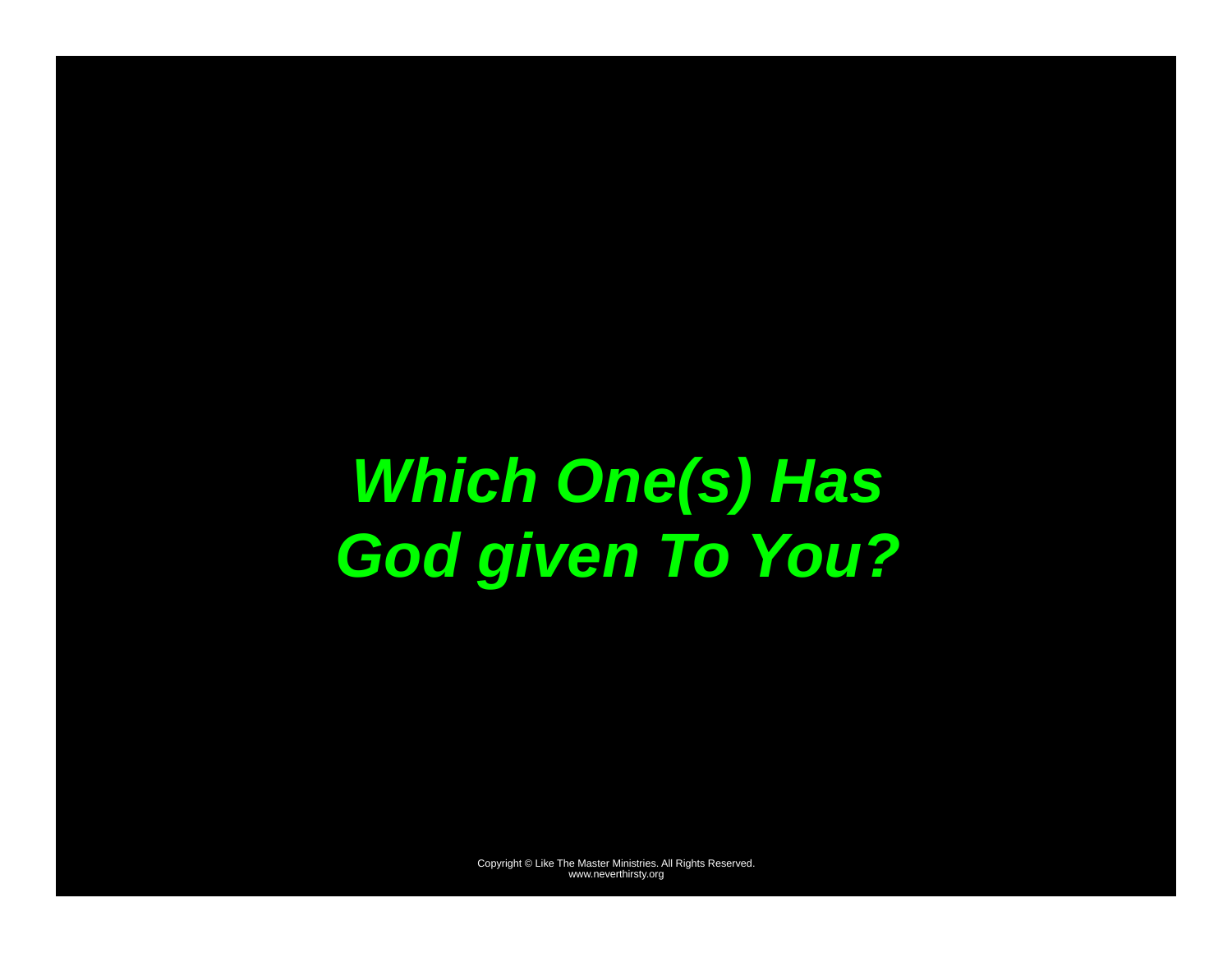***Which One(s) Has God given To You?***

Copyright © Like The Master Ministries. All Rights Reserved.
www.neverthirsty.org